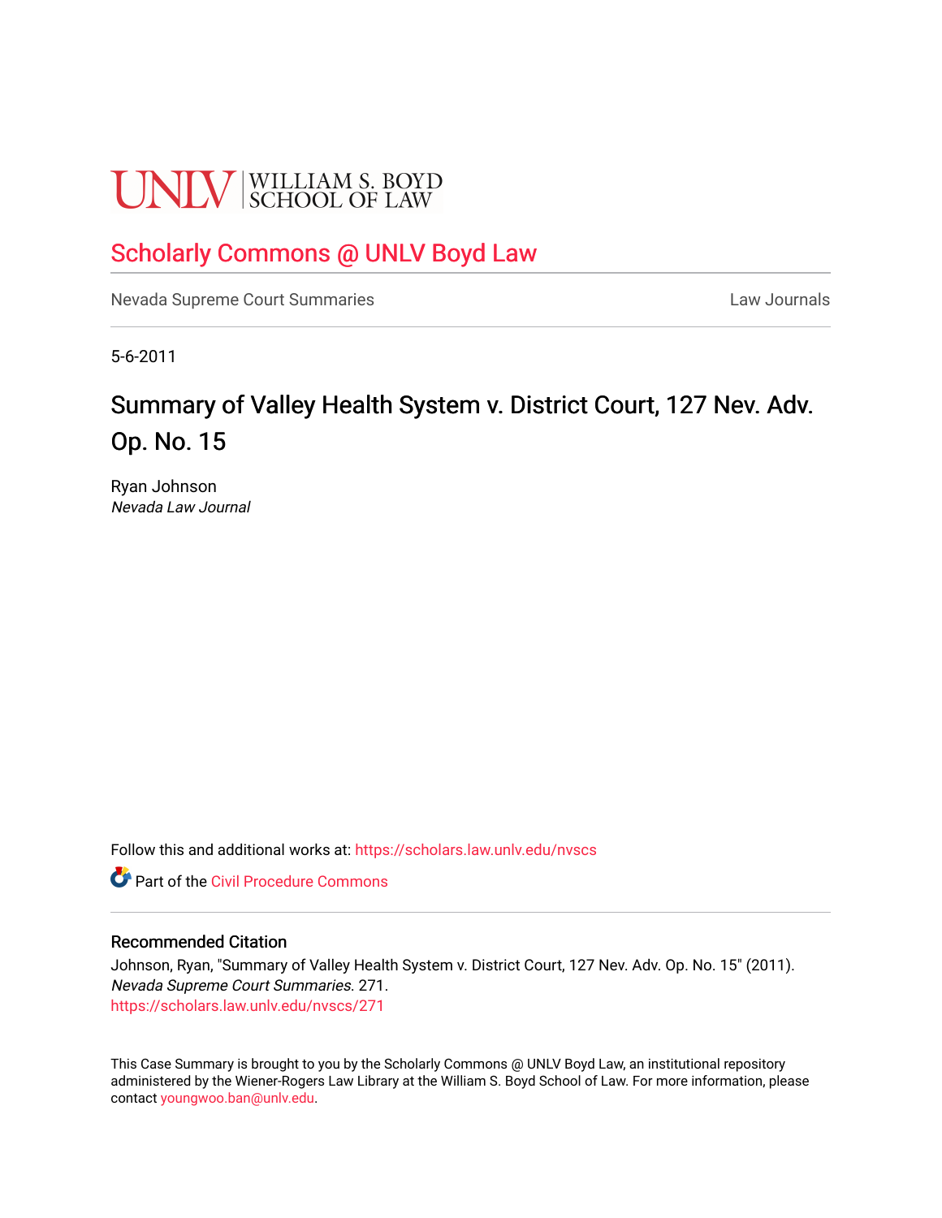UNLV | WILLIAM S. BOYD SCHOOL OF LAW

# Scholarly Commons @ UNLV Boyd Law

Nevada Supreme Court Summaries | Law Journals

5-6-2011

## Summary of Valley Health System v. District Court, 127 Nev. Adv. Op. No. 15

Ryan Johnson
*Nevada Law Journal*

Follow this and additional works at: https://scholars.law.unlv.edu/nvscs

Part of the Civil Procedure Commons

### Recommended Citation

Johnson, Ryan, "Summary of Valley Health System v. District Court, 127 Nev. Adv. Op. No. 15" (2011). *Nevada Supreme Court Summaries*. 271.
https://scholars.law.unlv.edu/nvscs/271

This Case Summary is brought to you by the Scholarly Commons @ UNLV Boyd Law, an institutional repository administered by the Wiener-Rogers Law Library at the William S. Boyd School of Law. For more information, please contact youngwoo.ban@unlv.edu.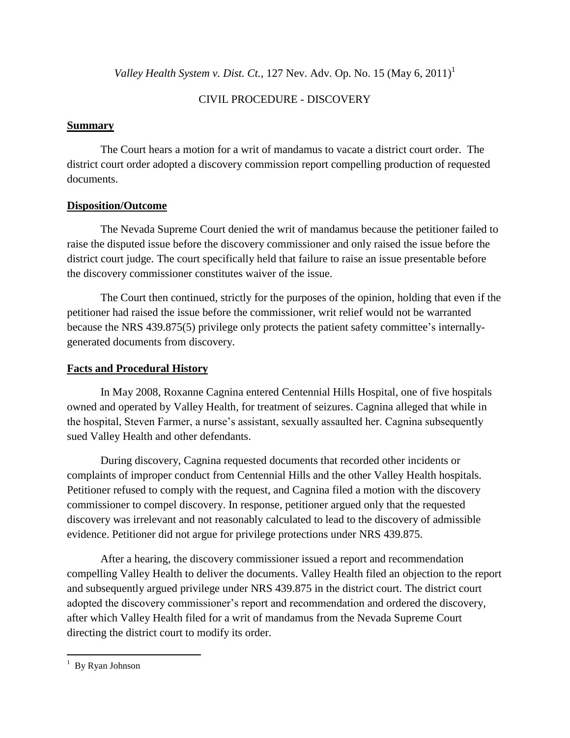*Valley Health System v. Dist. Ct.*, 127 Nev. Adv. Op. No. 15 (May 6, 2011)[1]

CIVIL PROCEDURE - DISCOVERY

## Summary

The Court hears a motion for a writ of mandamus to vacate a district court order. The district court order adopted a discovery commission report compelling production of requested documents.

## Disposition/Outcome

The Nevada Supreme Court denied the writ of mandamus because the petitioner failed to raise the disputed issue before the discovery commissioner and only raised the issue before the district court judge. The court specifically held that failure to raise an issue presentable before the discovery commissioner constitutes waiver of the issue.

The Court then continued, strictly for the purposes of the opinion, holding that even if the petitioner had raised the issue before the commissioner, writ relief would not be warranted because the NRS 439.875(5) privilege only protects the patient safety committee's internally-generated documents from discovery.

## Facts and Procedural History

In May 2008, Roxanne Cagnina entered Centennial Hills Hospital, one of five hospitals owned and operated by Valley Health, for treatment of seizures. Cagnina alleged that while in the hospital, Steven Farmer, a nurse's assistant, sexually assaulted her. Cagnina subsequently sued Valley Health and other defendants.

During discovery, Cagnina requested documents that recorded other incidents or complaints of improper conduct from Centennial Hills and the other Valley Health hospitals. Petitioner refused to comply with the request, and Cagnina filed a motion with the discovery commissioner to compel discovery. In response, petitioner argued only that the requested discovery was irrelevant and not reasonably calculated to lead to the discovery of admissible evidence. Petitioner did not argue for privilege protections under NRS 439.875.

After a hearing, the discovery commissioner issued a report and recommendation compelling Valley Health to deliver the documents. Valley Health filed an objection to the report and subsequently argued privilege under NRS 439.875 in the district court. The district court adopted the discovery commissioner's report and recommendation and ordered the discovery, after which Valley Health filed for a writ of mandamus from the Nevada Supreme Court directing the district court to modify its order.

---

[1] By Ryan Johnson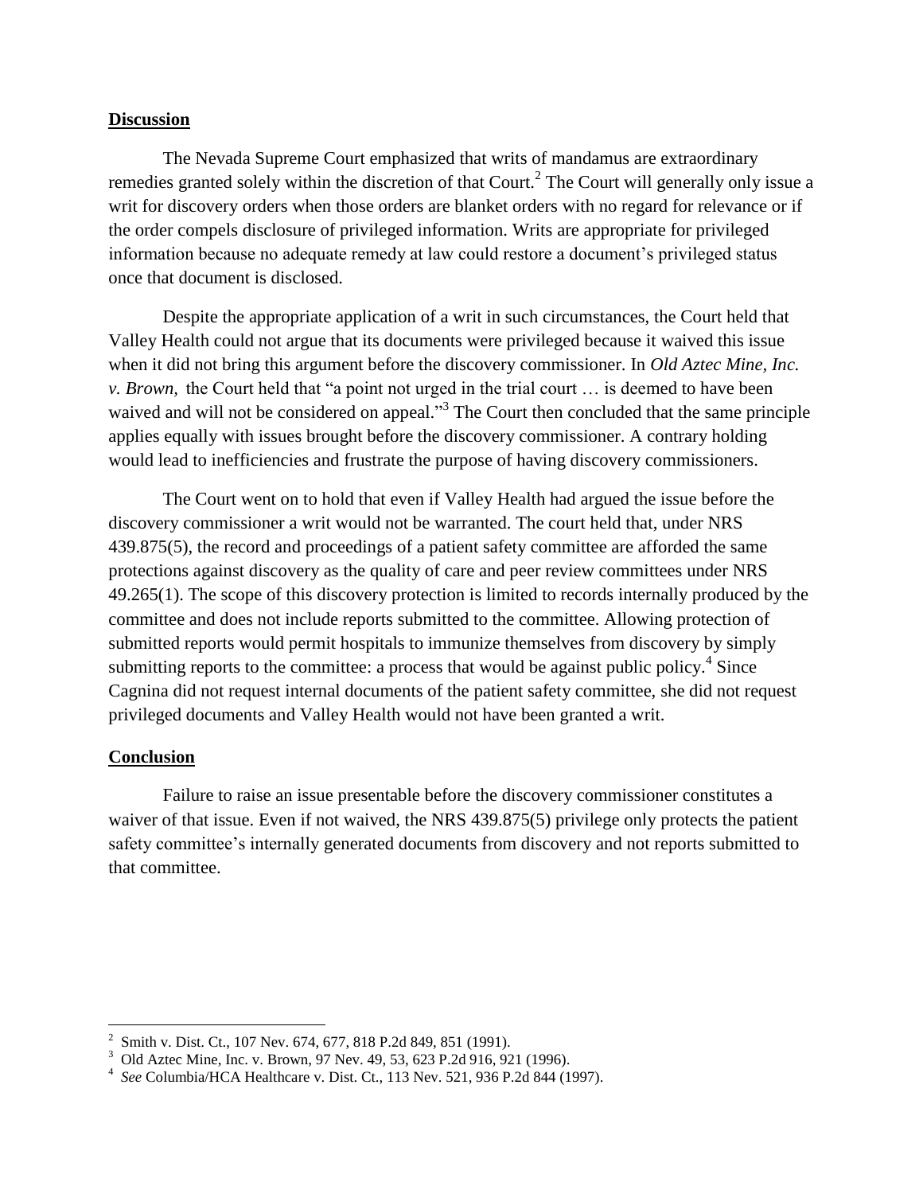## **Discussion**

The Nevada Supreme Court emphasized that writs of mandamus are extraordinary remedies granted solely within the discretion of that Court.[2] The Court will generally only issue a writ for discovery orders when those orders are blanket orders with no regard for relevance or if the order compels disclosure of privileged information. Writs are appropriate for privileged information because no adequate remedy at law could restore a document's privileged status once that document is disclosed.

Despite the appropriate application of a writ in such circumstances, the Court held that Valley Health could not argue that its documents were privileged because it waived this issue when it did not bring this argument before the discovery commissioner. In *Old Aztec Mine, Inc. v. Brown,* the Court held that "a point not urged in the trial court … is deemed to have been waived and will not be considered on appeal."[3] The Court then concluded that the same principle applies equally with issues brought before the discovery commissioner. A contrary holding would lead to inefficiencies and frustrate the purpose of having discovery commissioners.

The Court went on to hold that even if Valley Health had argued the issue before the discovery commissioner a writ would not be warranted. The court held that, under NRS 439.875(5), the record and proceedings of a patient safety committee are afforded the same protections against discovery as the quality of care and peer review committees under NRS 49.265(1). The scope of this discovery protection is limited to records internally produced by the committee and does not include reports submitted to the committee. Allowing protection of submitted reports would permit hospitals to immunize themselves from discovery by simply submitting reports to the committee: a process that would be against public policy.[4] Since Cagnina did not request internal documents of the patient safety committee, she did not request privileged documents and Valley Health would not have been granted a writ.

## **Conclusion**

Failure to raise an issue presentable before the discovery commissioner constitutes a waiver of that issue. Even if not waived, the NRS 439.875(5) privilege only protects the patient safety committee's internally generated documents from discovery and not reports submitted to that committee.

---

[2] Smith v. Dist. Ct., 107 Nev. 674, 677, 818 P.2d 849, 851 (1991).

[3] Old Aztec Mine, Inc. v. Brown, 97 Nev. 49, 53, 623 P.2d 916, 921 (1996).

[4] *See* Columbia/HCA Healthcare v. Dist. Ct., 113 Nev. 521, 936 P.2d 844 (1997).